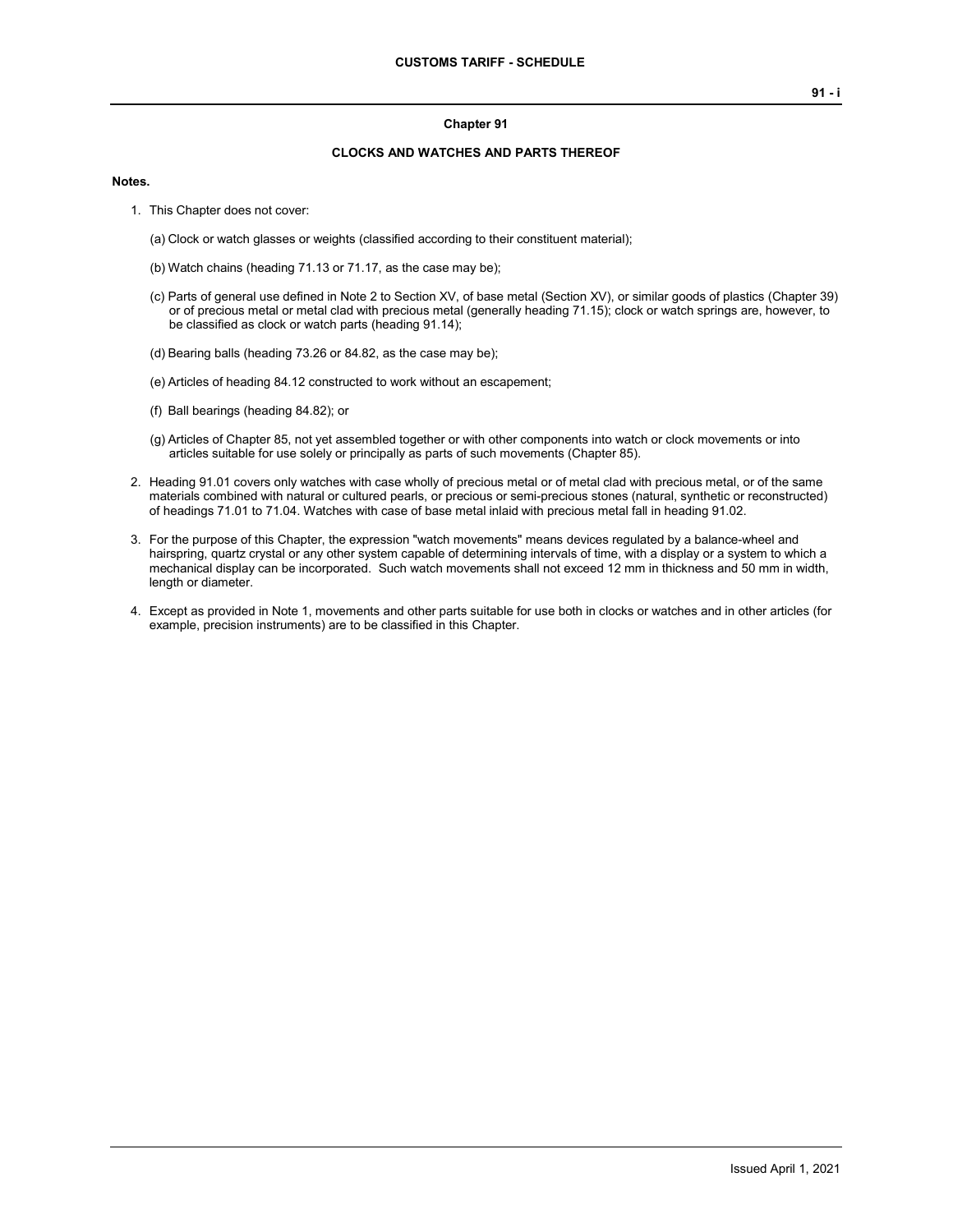## Chapter 91

### CLOCKS AND WATCHES AND PARTS THEREOF

**Notes.**

1. This Chapter does not cover:

   (a) Clock or watch glasses or weights (classified according to their constituent material);

   (b) Watch chains (heading 71.13 or 71.17, as the case may be);

   (c) Parts of general use defined in Note 2 to Section XV, of base metal (Section XV), or similar goods of plastics (Chapter 39) or of precious metal or metal clad with precious metal (generally heading 71.15); clock or watch springs are, however, to be classified as clock or watch parts (heading 91.14);

   (d) Bearing balls (heading 73.26 or 84.82, as the case may be);

   (e) Articles of heading 84.12 constructed to work without an escapement;

   (f) Ball bearings (heading 84.82); or

   (g) Articles of Chapter 85, not yet assembled together or with other components into watch or clock movements or into articles suitable for use solely or principally as parts of such movements (Chapter 85).

2. Heading 91.01 covers only watches with case wholly of precious metal or of metal clad with precious metal, or of the same materials combined with natural or cultured pearls, or precious or semi-precious stones (natural, synthetic or reconstructed) of headings 71.01 to 71.04. Watches with case of base metal inlaid with precious metal fall in heading 91.02.

3. For the purpose of this Chapter, the expression "watch movements" means devices regulated by a balance-wheel and hairspring, quartz crystal or any other system capable of determining intervals of time, with a display or a system to which a mechanical display can be incorporated. Such watch movements shall not exceed 12 mm in thickness and 50 mm in width, length or diameter.

4. Except as provided in Note 1, movements and other parts suitable for use both in clocks or watches and in other articles (for example, precision instruments) are to be classified in this Chapter.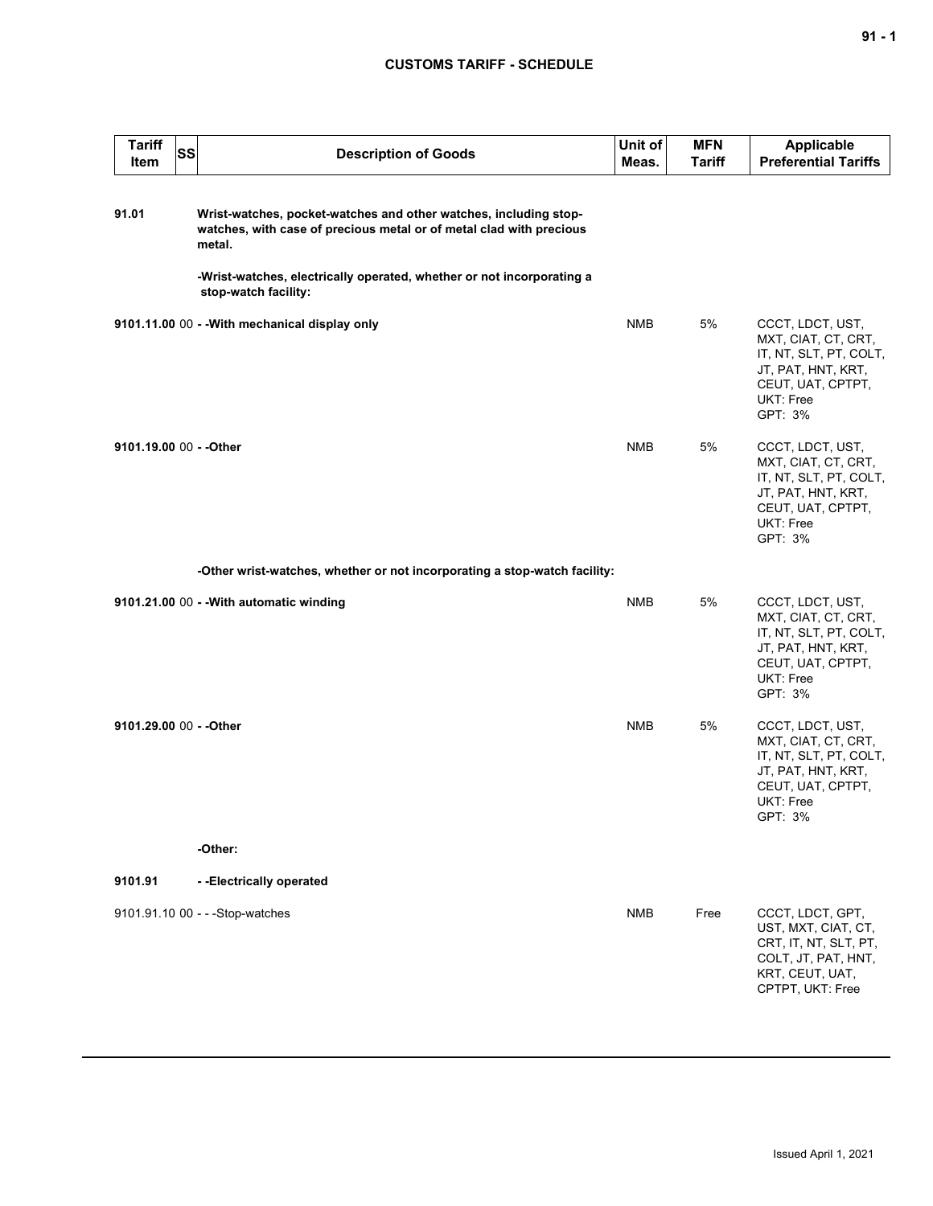| Tariff Item | SS | Description of Goods | Unit of Meas. | MFN Tariff | Applicable Preferential Tariffs |
|---|---|---|---|---|---|
| **91.01** | | **Wrist-watches, pocket-watches and other watches, including stop-watches, with case of precious metal or of metal clad with precious metal.** | | | |
| | | **-Wrist-watches, electrically operated, whether or not incorporating a stop-watch facility:** | | | |
| **9101.11.00** | 00 | **- -With mechanical display only** | NMB | 5% | CCCT, LDCT, UST, MXT, CIAT, CT, CRT, IT, NT, SLT, PT, COLT, JT, PAT, HNT, KRT, CEUT, UAT, CPTPT, UKT: Free GPT: 3% |
| **9101.19.00** | 00 | **- -Other** | NMB | 5% | CCCT, LDCT, UST, MXT, CIAT, CT, CRT, IT, NT, SLT, PT, COLT, JT, PAT, HNT, KRT, CEUT, UAT, CPTPT, UKT: Free GPT: 3% |
| | | **-Other wrist-watches, whether or not incorporating a stop-watch facility:** | | | |
| **9101.21.00** | 00 | **- -With automatic winding** | NMB | 5% | CCCT, LDCT, UST, MXT, CIAT, CT, CRT, IT, NT, SLT, PT, COLT, JT, PAT, HNT, KRT, CEUT, UAT, CPTPT, UKT: Free GPT: 3% |
| **9101.29.00** | 00 | **- -Other** | NMB | 5% | CCCT, LDCT, UST, MXT, CIAT, CT, CRT, IT, NT, SLT, PT, COLT, JT, PAT, HNT, KRT, CEUT, UAT, CPTPT, UKT: Free GPT: 3% |
| | | **-Other:** | | | |
| **9101.91** | | **- -Electrically operated** | | | |
| 9101.91.10 | 00 | - - -Stop-watches | NMB | Free | CCCT, LDCT, GPT, UST, MXT, CIAT, CT, CRT, IT, NT, SLT, PT, COLT, JT, PAT, HNT, KRT, CEUT, UAT, CPTPT, UKT: Free |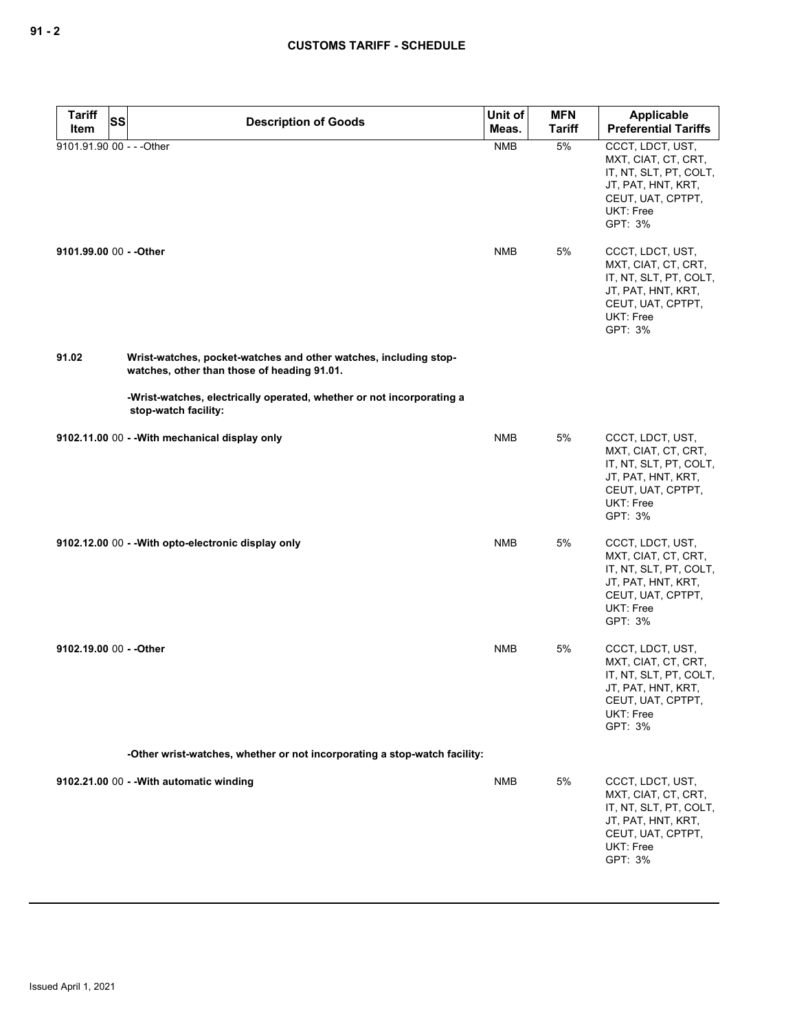| Tariff Item | SS | Description of Goods | Unit of Meas. | MFN Tariff | Applicable Preferential Tariffs |
|---|---|---|---|---|---|
| 9101.91.90 | 00 | - - -Other | NMB | 5% | CCCT, LDCT, UST, MXT, CIAT, CT, CRT, IT, NT, SLT, PT, COLT, JT, PAT, HNT, KRT, CEUT, UAT, CPTPT, UKT: Free<br>GPT: 3% |
| **9101.99.00** | 00 | **- -Other** | NMB | 5% | CCCT, LDCT, UST, MXT, CIAT, CT, CRT, IT, NT, SLT, PT, COLT, JT, PAT, HNT, KRT, CEUT, UAT, CPTPT, UKT: Free<br>GPT: 3% |
| **91.02** | | **Wrist-watches, pocket-watches and other watches, including stop-watches, other than those of heading 91.01.** | | | |
| | | **-Wrist-watches, electrically operated, whether or not incorporating a stop-watch facility:** | | | |
| **9102.11.00** | 00 | **- -With mechanical display only** | NMB | 5% | CCCT, LDCT, UST, MXT, CIAT, CT, CRT, IT, NT, SLT, PT, COLT, JT, PAT, HNT, KRT, CEUT, UAT, CPTPT, UKT: Free<br>GPT: 3% |
| **9102.12.00** | 00 | **- -With opto-electronic display only** | NMB | 5% | CCCT, LDCT, UST, MXT, CIAT, CT, CRT, IT, NT, SLT, PT, COLT, JT, PAT, HNT, KRT, CEUT, UAT, CPTPT, UKT: Free<br>GPT: 3% |
| **9102.19.00** | 00 | **- -Other** | NMB | 5% | CCCT, LDCT, UST, MXT, CIAT, CT, CRT, IT, NT, SLT, PT, COLT, JT, PAT, HNT, KRT, CEUT, UAT, CPTPT, UKT: Free<br>GPT: 3% |
| | | **-Other wrist-watches, whether or not incorporating a stop-watch facility:** | | | |
| **9102.21.00** | 00 | **- -With automatic winding** | NMB | 5% | CCCT, LDCT, UST, MXT, CIAT, CT, CRT, IT, NT, SLT, PT, COLT, JT, PAT, HNT, KRT, CEUT, UAT, CPTPT, UKT: Free<br>GPT: 3% |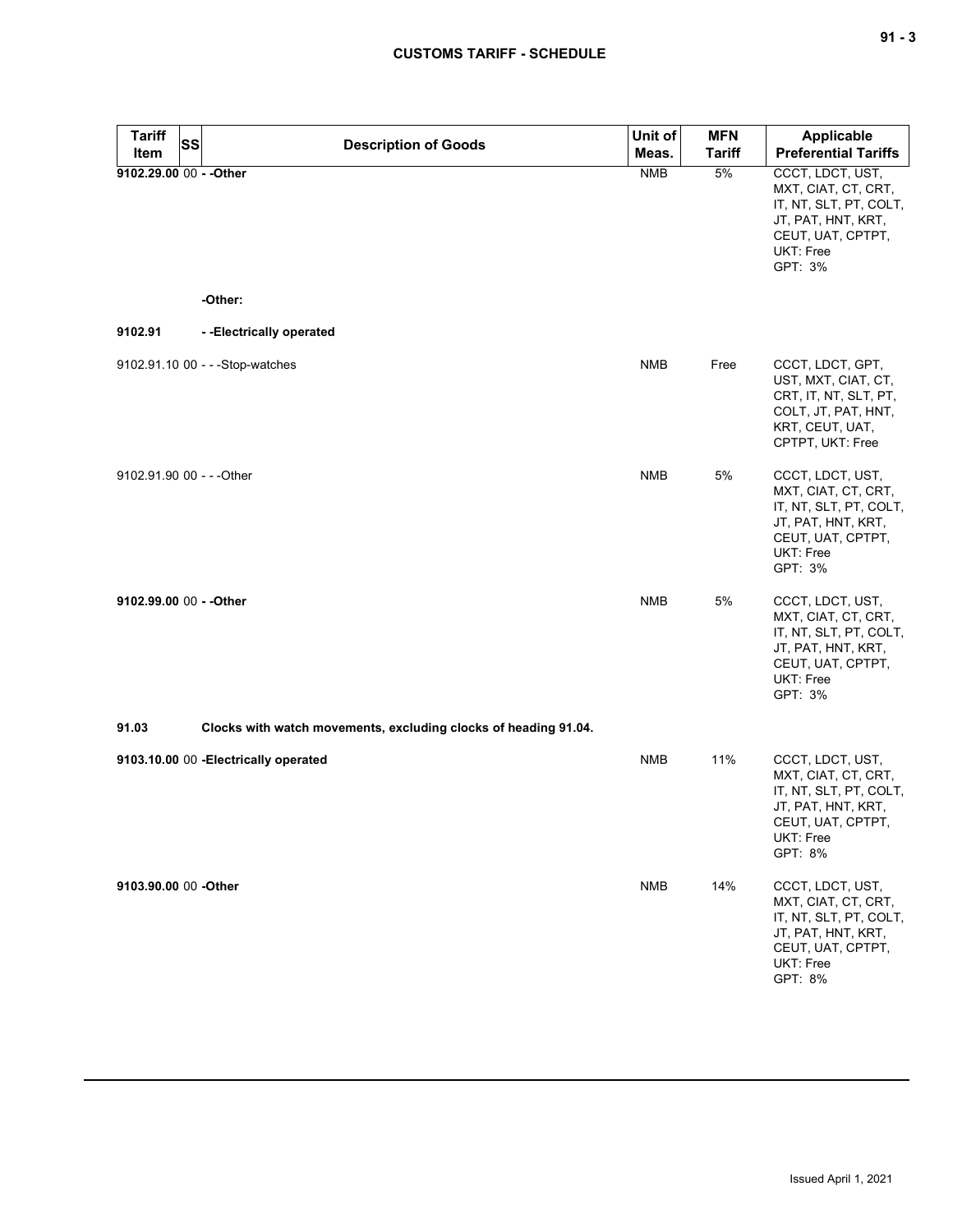| Tariff Item | SS | Description of Goods | Unit of Meas. | MFN Tariff | Applicable Preferential Tariffs |
|---|---|---|---|---|---|
| **9102.29.00** | 00 | **- -Other** | NMB | 5% | CCCT, LDCT, UST, MXT, CIAT, CT, CRT, IT, NT, SLT, PT, COLT, JT, PAT, HNT, KRT, CEUT, UAT, CPTPT, UKT: Free<br>GPT: 3% |
| | | **-Other:** | | | |
| **9102.91** | | **- -Electrically operated** | | | |
| 9102.91.10 | 00 | - - -Stop-watches | NMB | Free | CCCT, LDCT, GPT, UST, MXT, CIAT, CT, CRT, IT, NT, SLT, PT, COLT, JT, PAT, HNT, KRT, CEUT, UAT, CPTPT, UKT: Free |
| 9102.91.90 | 00 | - - -Other | NMB | 5% | CCCT, LDCT, UST, MXT, CIAT, CT, CRT, IT, NT, SLT, PT, COLT, JT, PAT, HNT, KRT, CEUT, UAT, CPTPT, UKT: Free<br>GPT: 3% |
| **9102.99.00** | 00 | **- -Other** | NMB | 5% | CCCT, LDCT, UST, MXT, CIAT, CT, CRT, IT, NT, SLT, PT, COLT, JT, PAT, HNT, KRT, CEUT, UAT, CPTPT, UKT: Free<br>GPT: 3% |
| **91.03** | | **Clocks with watch movements, excluding clocks of heading 91.04.** | | | |
| **9103.10.00** | 00 | **-Electrically operated** | NMB | 11% | CCCT, LDCT, UST, MXT, CIAT, CT, CRT, IT, NT, SLT, PT, COLT, JT, PAT, HNT, KRT, CEUT, UAT, CPTPT, UKT: Free<br>GPT: 8% |
| **9103.90.00** | 00 | **-Other** | NMB | 14% | CCCT, LDCT, UST, MXT, CIAT, CT, CRT, IT, NT, SLT, PT, COLT, JT, PAT, HNT, KRT, CEUT, UAT, CPTPT, UKT: Free<br>GPT: 8% |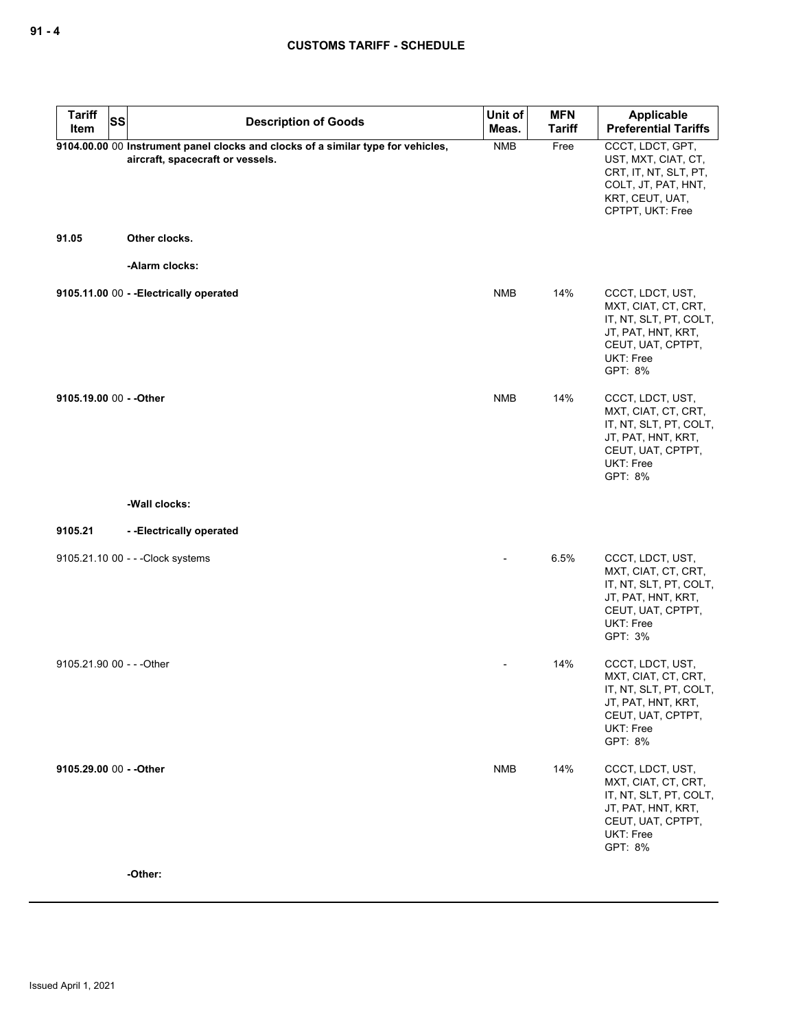| Tariff Item | SS | Description of Goods | Unit of Meas. | MFN Tariff | Applicable Preferential Tariffs |
|---|---|---|---|---|---|
| **9104.00.00** | 00 | **Instrument panel clocks and clocks of a similar type for vehicles, aircraft, spacecraft or vessels.** | NMB | Free | CCCT, LDCT, GPT, UST, MXT, CIAT, CT, CRT, IT, NT, SLT, PT, COLT, JT, PAT, HNT, KRT, CEUT, UAT, CPTPT, UKT: Free |
| **91.05** | | **Other clocks.** | | | |
| | | **-Alarm clocks:** | | | |
| **9105.11.00** | 00 | **- -Electrically operated** | NMB | 14% | CCCT, LDCT, UST, MXT, CIAT, CT, CRT, IT, NT, SLT, PT, COLT, JT, PAT, HNT, KRT, CEUT, UAT, CPTPT, UKT: Free<br>GPT: 8% |
| **9105.19.00** | 00 | **- -Other** | NMB | 14% | CCCT, LDCT, UST, MXT, CIAT, CT, CRT, IT, NT, SLT, PT, COLT, JT, PAT, HNT, KRT, CEUT, UAT, CPTPT, UKT: Free<br>GPT: 8% |
| | | **-Wall clocks:** | | | |
| **9105.21** | | **- -Electrically operated** | | | |
| 9105.21.10 | 00 | - - -Clock systems | - | 6.5% | CCCT, LDCT, UST, MXT, CIAT, CT, CRT, IT, NT, SLT, PT, COLT, JT, PAT, HNT, KRT, CEUT, UAT, CPTPT, UKT: Free<br>GPT: 3% |
| 9105.21.90 | 00 | - - -Other | - | 14% | CCCT, LDCT, UST, MXT, CIAT, CT, CRT, IT, NT, SLT, PT, COLT, JT, PAT, HNT, KRT, CEUT, UAT, CPTPT, UKT: Free<br>GPT: 8% |
| **9105.29.00** | 00 | **- -Other** | NMB | 14% | CCCT, LDCT, UST, MXT, CIAT, CT, CRT, IT, NT, SLT, PT, COLT, JT, PAT, HNT, KRT, CEUT, UAT, CPTPT, UKT: Free<br>GPT: 8% |
| | | **-Other:** | | | |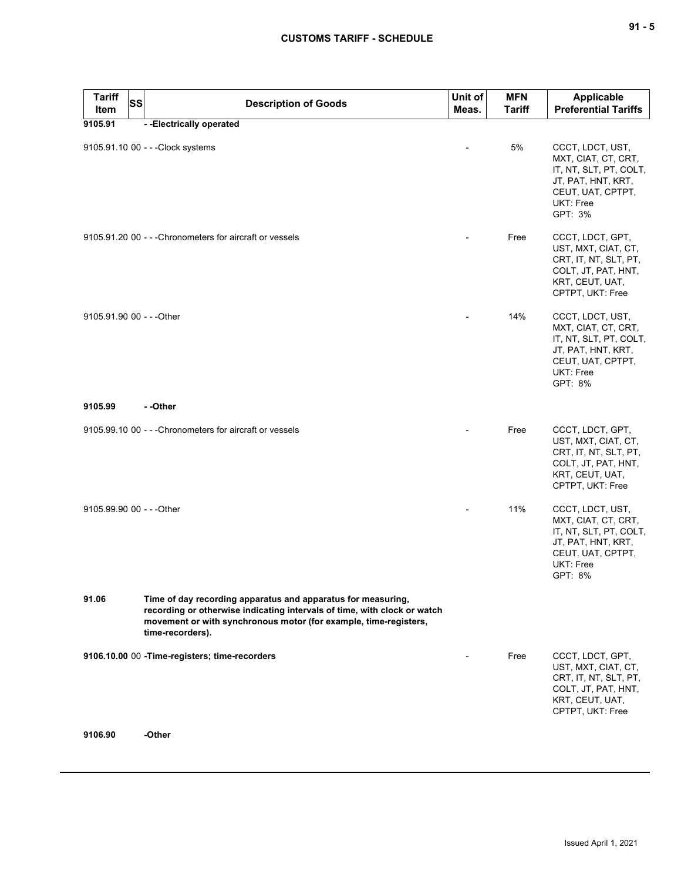| Tariff Item | SS | Description of Goods | Unit of Meas. | MFN Tariff | Applicable Preferential Tariffs |
|---|---|---|---|---|---|
| **9105.91** | | **- -Electrically operated** | | | |
| 9105.91.10 | 00 | - - -Clock systems | - | 5% | CCCT, LDCT, UST, MXT, CIAT, CT, CRT, IT, NT, SLT, PT, COLT, JT, PAT, HNT, KRT, CEUT, UAT, CPTPT, UKT: Free<br>GPT: 3% |
| 9105.91.20 | 00 | - - -Chronometers for aircraft or vessels | - | Free | CCCT, LDCT, GPT, UST, MXT, CIAT, CT, CRT, IT, NT, SLT, PT, COLT, JT, PAT, HNT, KRT, CEUT, UAT, CPTPT, UKT: Free |
| 9105.91.90 | 00 | - - -Other | - | 14% | CCCT, LDCT, UST, MXT, CIAT, CT, CRT, IT, NT, SLT, PT, COLT, JT, PAT, HNT, KRT, CEUT, UAT, CPTPT, UKT: Free<br>GPT: 8% |
| **9105.99** | | **- -Other** | | | |
| 9105.99.10 | 00 | - - -Chronometers for aircraft or vessels | - | Free | CCCT, LDCT, GPT, UST, MXT, CIAT, CT, CRT, IT, NT, SLT, PT, COLT, JT, PAT, HNT, KRT, CEUT, UAT, CPTPT, UKT: Free |
| 9105.99.90 | 00 | - - -Other | - | 11% | CCCT, LDCT, UST, MXT, CIAT, CT, CRT, IT, NT, SLT, PT, COLT, JT, PAT, HNT, KRT, CEUT, UAT, CPTPT, UKT: Free<br>GPT: 8% |
| **91.06** | | **Time of day recording apparatus and apparatus for measuring, recording or otherwise indicating intervals of time, with clock or watch movement or with synchronous motor (for example, time-registers, time-recorders).** | | | |
| **9106.10.00** | 00 | **-Time-registers; time-recorders** | - | Free | CCCT, LDCT, GPT, UST, MXT, CIAT, CT, CRT, IT, NT, SLT, PT, COLT, JT, PAT, HNT, KRT, CEUT, UAT, CPTPT, UKT: Free |
| **9106.90** | | **-Other** | | | |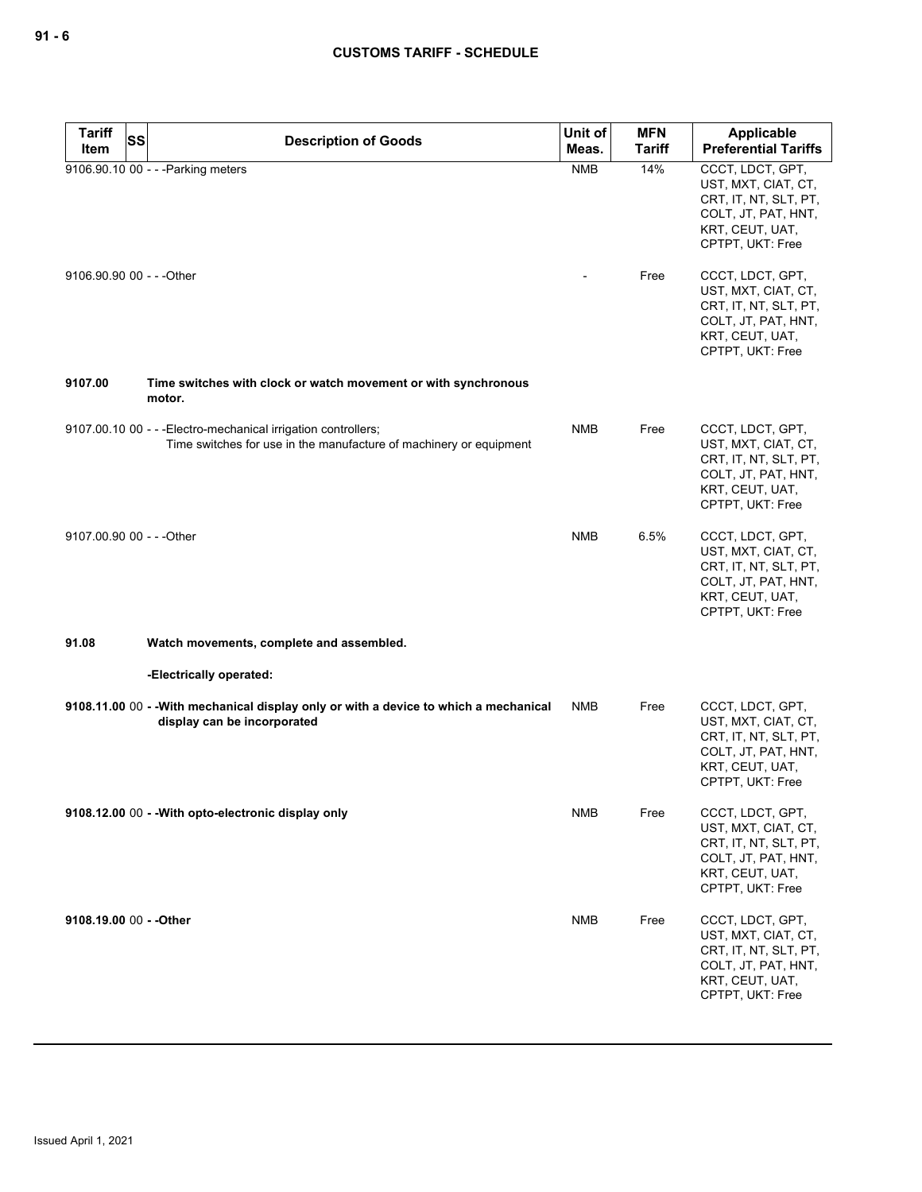| Tariff Item | SS | Description of Goods | Unit of Meas. | MFN Tariff | Applicable Preferential Tariffs |
|---|---|---|---|---|---|
| 9106.90.10 | 00 | - - -Parking meters | NMB | 14% | CCCT, LDCT, GPT, UST, MXT, CIAT, CT, CRT, IT, NT, SLT, PT, COLT, JT, PAT, HNT, KRT, CEUT, UAT, CPTPT, UKT: Free |
| 9106.90.90 | 00 | - - -Other | - | Free | CCCT, LDCT, GPT, UST, MXT, CIAT, CT, CRT, IT, NT, SLT, PT, COLT, JT, PAT, HNT, KRT, CEUT, UAT, CPTPT, UKT: Free |
| **9107.00** | | **Time switches with clock or watch movement or with synchronous motor.** | | | |
| 9107.00.10 | 00 | - - -Electro-mechanical irrigation controllers;<br>Time switches for use in the manufacture of machinery or equipment | NMB | Free | CCCT, LDCT, GPT, UST, MXT, CIAT, CT, CRT, IT, NT, SLT, PT, COLT, JT, PAT, HNT, KRT, CEUT, UAT, CPTPT, UKT: Free |
| 9107.00.90 | 00 | - - -Other | NMB | 6.5% | CCCT, LDCT, GPT, UST, MXT, CIAT, CT, CRT, IT, NT, SLT, PT, COLT, JT, PAT, HNT, KRT, CEUT, UAT, CPTPT, UKT: Free |
| **91.08** | | **Watch movements, complete and assembled.** | | | |
| | | **-Electrically operated:** | | | |
| **9108.11.00** | 00 | **- -With mechanical display only or with a device to which a mechanical display can be incorporated** | NMB | Free | CCCT, LDCT, GPT, UST, MXT, CIAT, CT, CRT, IT, NT, SLT, PT, COLT, JT, PAT, HNT, KRT, CEUT, UAT, CPTPT, UKT: Free |
| **9108.12.00** | 00 | **- -With opto-electronic display only** | NMB | Free | CCCT, LDCT, GPT, UST, MXT, CIAT, CT, CRT, IT, NT, SLT, PT, COLT, JT, PAT, HNT, KRT, CEUT, UAT, CPTPT, UKT: Free |
| **9108.19.00** | 00 | **- -Other** | NMB | Free | CCCT, LDCT, GPT, UST, MXT, CIAT, CT, CRT, IT, NT, SLT, PT, COLT, JT, PAT, HNT, KRT, CEUT, UAT, CPTPT, UKT: Free |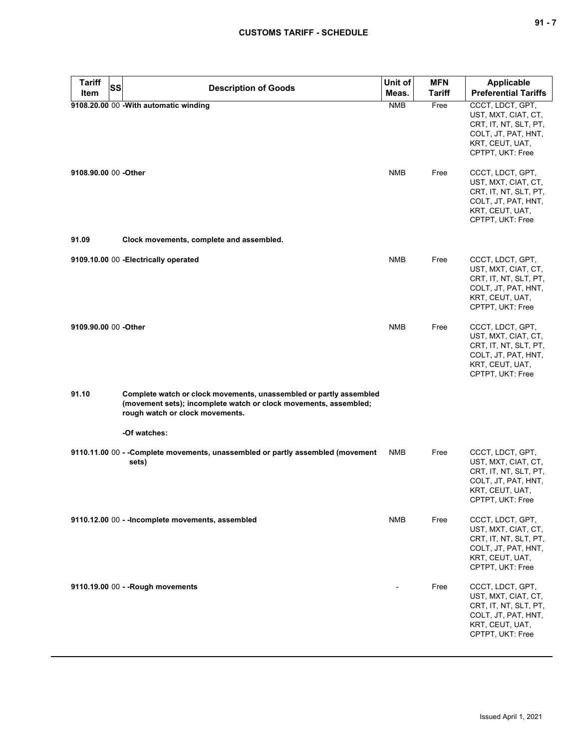| Tariff Item | SS | Description of Goods | Unit of Meas. | MFN Tariff | Applicable Preferential Tariffs |
|---|---|---|---|---|---|
| 9108.20.00 | 00 | -With automatic winding | NMB | Free | CCCT, LDCT, GPT, UST, MXT, CIAT, CT, CRT, IT, NT, SLT, PT, COLT, JT, PAT, HNT, KRT, CEUT, UAT, CPTPT, UKT: Free |
| 9108.90.00 | 00 | -Other | NMB | Free | CCCT, LDCT, GPT, UST, MXT, CIAT, CT, CRT, IT, NT, SLT, PT, COLT, JT, PAT, HNT, KRT, CEUT, UAT, CPTPT, UKT: Free |
| 91.09 | | Clock movements, complete and assembled. | | | |
| 9109.10.00 | 00 | -Electrically operated | NMB | Free | CCCT, LDCT, GPT, UST, MXT, CIAT, CT, CRT, IT, NT, SLT, PT, COLT, JT, PAT, HNT, KRT, CEUT, UAT, CPTPT, UKT: Free |
| 9109.90.00 | 00 | -Other | NMB | Free | CCCT, LDCT, GPT, UST, MXT, CIAT, CT, CRT, IT, NT, SLT, PT, COLT, JT, PAT, HNT, KRT, CEUT, UAT, CPTPT, UKT: Free |
| 91.10 | | Complete watch or clock movements, unassembled or partly assembled (movement sets); incomplete watch or clock movements, assembled; rough watch or clock movements. | | | |
| | | -Of watches: | | | |
| 9110.11.00 | 00 | - -Complete movements, unassembled or partly assembled (movement sets) | NMB | Free | CCCT, LDCT, GPT, UST, MXT, CIAT, CT, CRT, IT, NT, SLT, PT, COLT, JT, PAT, HNT, KRT, CEUT, UAT, CPTPT, UKT: Free |
| 9110.12.00 | 00 | - -Incomplete movements, assembled | NMB | Free | CCCT, LDCT, GPT, UST, MXT, CIAT, CT, CRT, IT, NT, SLT, PT, COLT, JT, PAT, HNT, KRT, CEUT, UAT, CPTPT, UKT: Free |
| 9110.19.00 | 00 | - -Rough movements | - | Free | CCCT, LDCT, GPT, UST, MXT, CIAT, CT, CRT, IT, NT, SLT, PT, COLT, JT, PAT, HNT, KRT, CEUT, UAT, CPTPT, UKT: Free |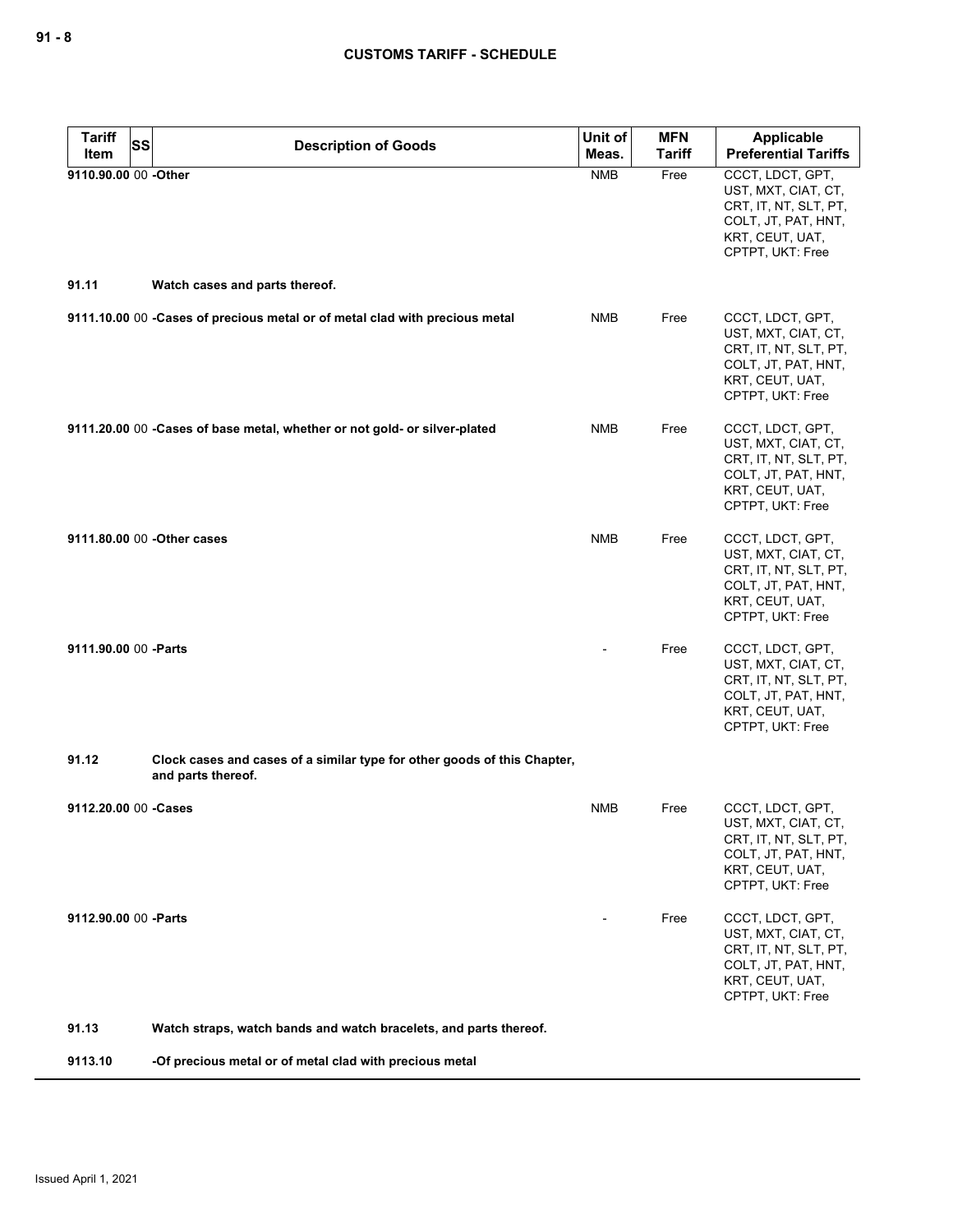| Tariff Item | SS | Description of Goods | Unit of Meas. | MFN Tariff | Applicable Preferential Tariffs |
|---|---|---|---|---|---|
| 9110.90.00 | 00 | **-Other** | NMB | Free | CCCT, LDCT, GPT, UST, MXT, CIAT, CT, CRT, IT, NT, SLT, PT, COLT, JT, PAT, HNT, KRT, CEUT, UAT, CPTPT, UKT: Free |
| **91.11** | | **Watch cases and parts thereof.** | | | |
| 9111.10.00 | 00 | **-Cases of precious metal or of metal clad with precious metal** | NMB | Free | CCCT, LDCT, GPT, UST, MXT, CIAT, CT, CRT, IT, NT, SLT, PT, COLT, JT, PAT, HNT, KRT, CEUT, UAT, CPTPT, UKT: Free |
| 9111.20.00 | 00 | **-Cases of base metal, whether or not gold- or silver-plated** | NMB | Free | CCCT, LDCT, GPT, UST, MXT, CIAT, CT, CRT, IT, NT, SLT, PT, COLT, JT, PAT, HNT, KRT, CEUT, UAT, CPTPT, UKT: Free |
| 9111.80.00 | 00 | **-Other cases** | NMB | Free | CCCT, LDCT, GPT, UST, MXT, CIAT, CT, CRT, IT, NT, SLT, PT, COLT, JT, PAT, HNT, KRT, CEUT, UAT, CPTPT, UKT: Free |
| 9111.90.00 | 00 | **-Parts** | - | Free | CCCT, LDCT, GPT, UST, MXT, CIAT, CT, CRT, IT, NT, SLT, PT, COLT, JT, PAT, HNT, KRT, CEUT, UAT, CPTPT, UKT: Free |
| **91.12** | | **Clock cases and cases of a similar type for other goods of this Chapter, and parts thereof.** | | | |
| 9112.20.00 | 00 | **-Cases** | NMB | Free | CCCT, LDCT, GPT, UST, MXT, CIAT, CT, CRT, IT, NT, SLT, PT, COLT, JT, PAT, HNT, KRT, CEUT, UAT, CPTPT, UKT: Free |
| 9112.90.00 | 00 | **-Parts** | - | Free | CCCT, LDCT, GPT, UST, MXT, CIAT, CT, CRT, IT, NT, SLT, PT, COLT, JT, PAT, HNT, KRT, CEUT, UAT, CPTPT, UKT: Free |
| **91.13** | | **Watch straps, watch bands and watch bracelets, and parts thereof.** | | | |
| **9113.10** | | **-Of precious metal or of metal clad with precious metal** | | | |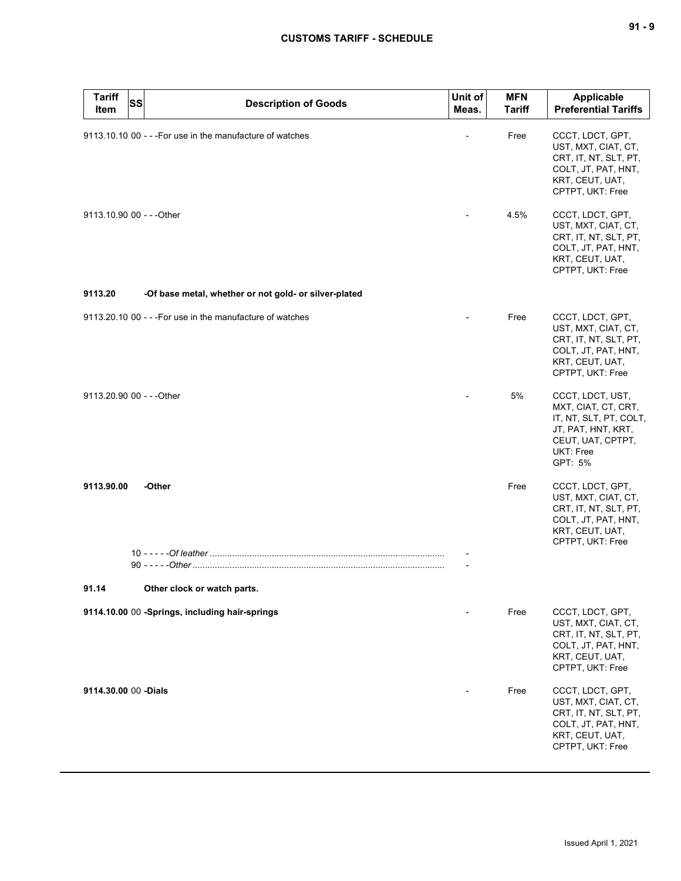| Tariff Item | SS | Description of Goods | Unit of Meas. | MFN Tariff | Applicable Preferential Tariffs |
|---|---|---|---|---|---|
| 9113.10.10 | 00 | - - -For use in the manufacture of watches | - | Free | CCCT, LDCT, GPT, UST, MXT, CIAT, CT, CRT, IT, NT, SLT, PT, COLT, JT, PAT, HNT, KRT, CEUT, UAT, CPTPT, UKT: Free |
| 9113.10.90 | 00 | - - -Other | - | 4.5% | CCCT, LDCT, GPT, UST, MXT, CIAT, CT, CRT, IT, NT, SLT, PT, COLT, JT, PAT, HNT, KRT, CEUT, UAT, CPTPT, UKT: Free |
| **9113.20** | | **-Of base metal, whether or not gold- or silver-plated** | | | |
| 9113.20.10 | 00 | - - -For use in the manufacture of watches | - | Free | CCCT, LDCT, GPT, UST, MXT, CIAT, CT, CRT, IT, NT, SLT, PT, COLT, JT, PAT, HNT, KRT, CEUT, UAT, CPTPT, UKT: Free |
| 9113.20.90 | 00 | - - -Other | - | 5% | CCCT, LDCT, UST, MXT, CIAT, CT, CRT, IT, NT, SLT, PT, COLT, JT, PAT, HNT, KRT, CEUT, UAT, CPTPT, UKT: Free<br>GPT: 5% |
| **9113.90.00** | | **-Other** | | Free | CCCT, LDCT, GPT, UST, MXT, CIAT, CT, CRT, IT, NT, SLT, PT, COLT, JT, PAT, HNT, KRT, CEUT, UAT, CPTPT, UKT: Free |
| | 10 | - - - - -*Of leather* | - | | |
| | 90 | - - - - -*Other* | - | | |
| **91.14** | | **Other clock or watch parts.** | | | |
| **9114.10.00** | 00 | **-Springs, including hair-springs** | - | Free | CCCT, LDCT, GPT, UST, MXT, CIAT, CT, CRT, IT, NT, SLT, PT, COLT, JT, PAT, HNT, KRT, CEUT, UAT, CPTPT, UKT: Free |
| **9114.30.00** | 00 | **-Dials** | - | Free | CCCT, LDCT, GPT, UST, MXT, CIAT, CT, CRT, IT, NT, SLT, PT, COLT, JT, PAT, HNT, KRT, CEUT, UAT, CPTPT, UKT: Free |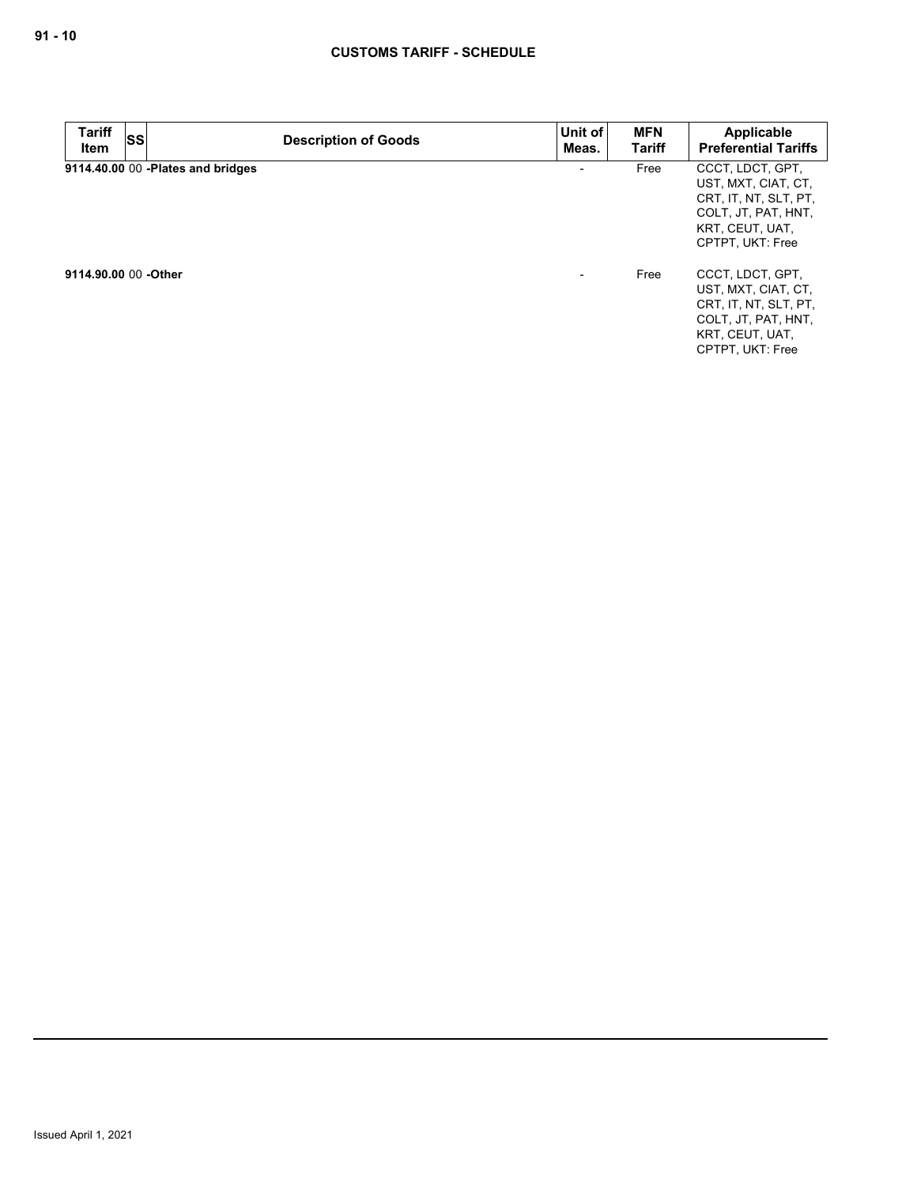| Tariff Item | SS | Description of Goods | Unit of Meas. | MFN Tariff | Applicable Preferential Tariffs |
|---|---|---|---|---|---|
| **9114.40.00** | 00 | **-Plates and bridges** | - | Free | CCCT, LDCT, GPT, UST, MXT, CIAT, CT, CRT, IT, NT, SLT, PT, COLT, JT, PAT, HNT, KRT, CEUT, UAT, CPTPT, UKT: Free |
| **9114.90.00** | 00 | **-Other** | - | Free | CCCT, LDCT, GPT, UST, MXT, CIAT, CT, CRT, IT, NT, SLT, PT, COLT, JT, PAT, HNT, KRT, CEUT, UAT, CPTPT, UKT: Free |